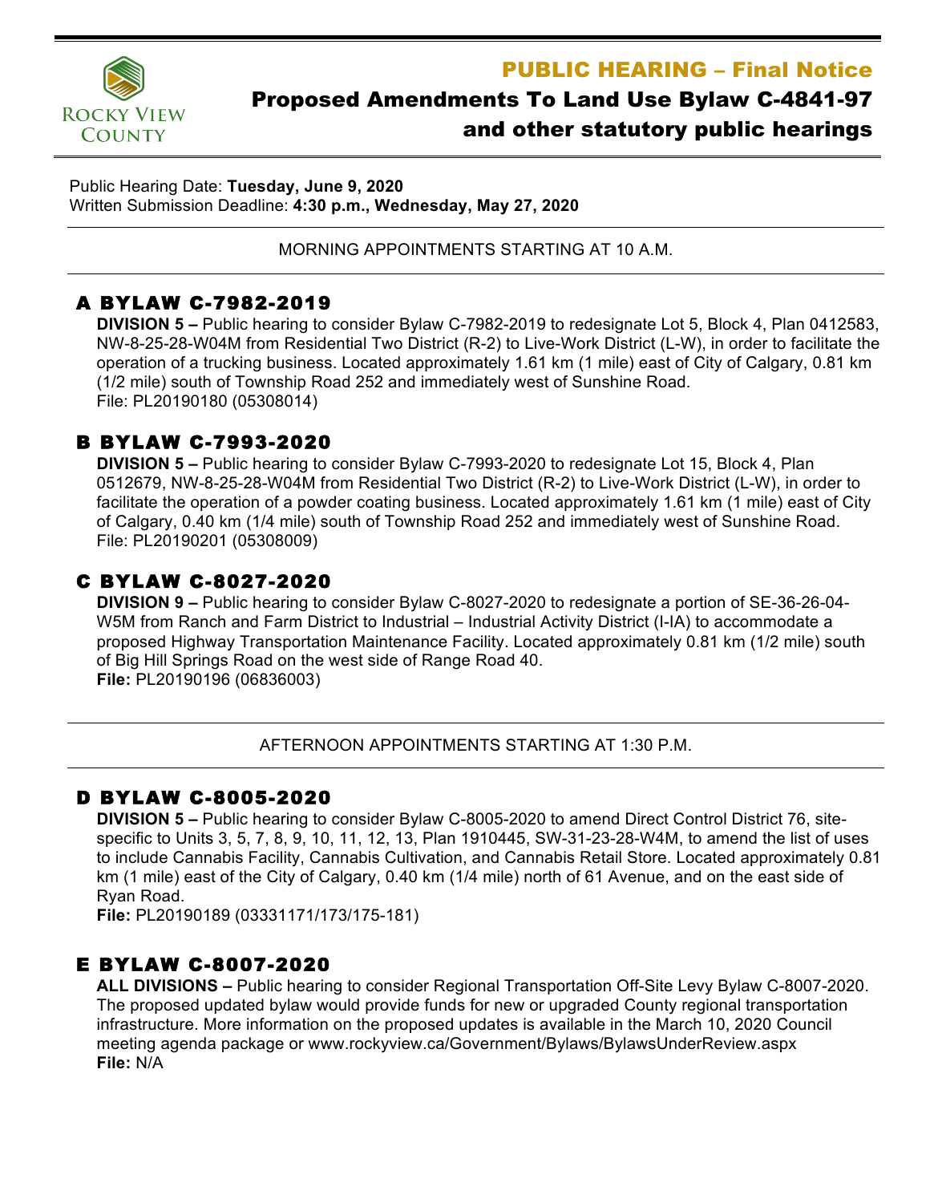Rocky View County

# PUBLIC HEARING – Final Notice

## Proposed Amendments To Land Use Bylaw C-4841-97 and other statutory public hearings

Public Hearing Date: **Tuesday, June 9, 2020**
Written Submission Deadline: **4:30 p.m., Wednesday, May 27, 2020**

---

MORNING APPOINTMENTS STARTING AT 10 A.M.

---

### A BYLAW C-7982-2019

**DIVISION 5 –** Public hearing to consider Bylaw C-7982-2019 to redesignate Lot 5, Block 4, Plan 0412583, NW-8-25-28-W04M from Residential Two District (R-2) to Live-Work District (L-W), in order to facilitate the operation of a trucking business. Located approximately 1.61 km (1 mile) east of City of Calgary, 0.81 km (1/2 mile) south of Township Road 252 and immediately west of Sunshine Road.
File: PL20190180 (05308014)

### B BYLAW C-7993-2020

**DIVISION 5 –** Public hearing to consider Bylaw C-7993-2020 to redesignate Lot 15, Block 4, Plan 0512679, NW-8-25-28-W04M from Residential Two District (R-2) to Live-Work District (L-W), in order to facilitate the operation of a powder coating business. Located approximately 1.61 km (1 mile) east of City of Calgary, 0.40 km (1/4 mile) south of Township Road 252 and immediately west of Sunshine Road.
File: PL20190201 (05308009)

### C BYLAW C-8027-2020

**DIVISION 9 –** Public hearing to consider Bylaw C-8027-2020 to redesignate a portion of SE-36-26-04-W5M from Ranch and Farm District to Industrial – Industrial Activity District (I-IA) to accommodate a proposed Highway Transportation Maintenance Facility. Located approximately 0.81 km (1/2 mile) south of Big Hill Springs Road on the west side of Range Road 40.
**File:** PL20190196 (06836003)

---

AFTERNOON APPOINTMENTS STARTING AT 1:30 P.M.

---

### D BYLAW C-8005-2020

**DIVISION 5 –** Public hearing to consider Bylaw C-8005-2020 to amend Direct Control District 76, site-specific to Units 3, 5, 7, 8, 9, 10, 11, 12, 13, Plan 1910445, SW-31-23-28-W4M, to amend the list of uses to include Cannabis Facility, Cannabis Cultivation, and Cannabis Retail Store. Located approximately 0.81 km (1 mile) east of the City of Calgary, 0.40 km (1/4 mile) north of 61 Avenue, and on the east side of Ryan Road.
**File:** PL20190189 (03331171/173/175-181)

### E BYLAW C-8007-2020

**ALL DIVISIONS –** Public hearing to consider Regional Transportation Off-Site Levy Bylaw C-8007-2020. The proposed updated bylaw would provide funds for new or upgraded County regional transportation infrastructure. More information on the proposed updates is available in the March 10, 2020 Council meeting agenda package or www.rockyview.ca/Government/Bylaws/BylawsUnderReview.aspx
**File:** N/A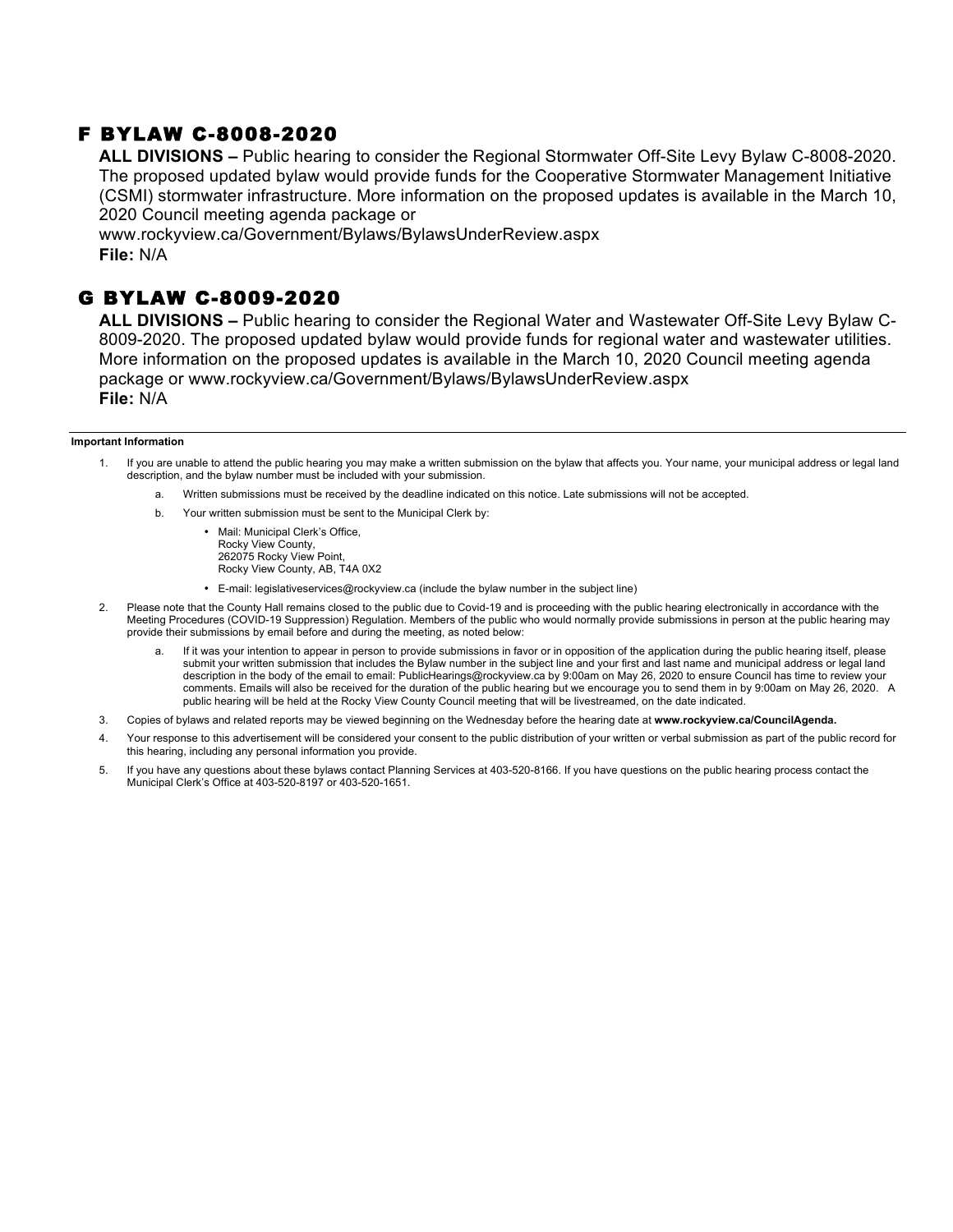## F BYLAW C-8008-2020

**ALL DIVISIONS –** Public hearing to consider the Regional Stormwater Off-Site Levy Bylaw C-8008-2020. The proposed updated bylaw would provide funds for the Cooperative Stormwater Management Initiative (CSMI) stormwater infrastructure. More information on the proposed updates is available in the March 10, 2020 Council meeting agenda package or www.rockyview.ca/Government/Bylaws/BylawsUnderReview.aspx

**File:** N/A

## G BYLAW C-8009-2020

**ALL DIVISIONS –** Public hearing to consider the Regional Water and Wastewater Off-Site Levy Bylaw C-8009-2020. The proposed updated bylaw would provide funds for regional water and wastewater utilities. More information on the proposed updates is available in the March 10, 2020 Council meeting agenda package or www.rockyview.ca/Government/Bylaws/BylawsUnderReview.aspx

**File:** N/A

---

**Important Information**

1. If you are unable to attend the public hearing you may make a written submission on the bylaw that affects you. Your name, your municipal address or legal land description, and the bylaw number must be included with your submission.
   a. Written submissions must be received by the deadline indicated on this notice. Late submissions will not be accepted.
   b. Your written submission must be sent to the Municipal Clerk by:
      - Mail: Municipal Clerk's Office,
        Rocky View County,
        262075 Rocky View Point,
        Rocky View County, AB, T4A 0X2
      - E-mail: legislativeservices@rockyview.ca (include the bylaw number in the subject line)
2. Please note that the County Hall remains closed to the public due to Covid-19 and is proceeding with the public hearing electronically in accordance with the Meeting Procedures (COVID-19 Suppression) Regulation. Members of the public who would normally provide submissions in person at the public hearing may provide their submissions by email before and during the meeting, as noted below:
   a. If it was your intention to appear in person to provide submissions in favor or in opposition of the application during the public hearing itself, please submit your written submission that includes the Bylaw number in the subject line and your first and last name and municipal address or legal land description in the body of the email to email: PublicHearings@rockyview.ca by 9:00am on May 26, 2020 to ensure Council has time to review your comments. Emails will also be received for the duration of the public hearing but we encourage you to send them in by 9:00am on May 26, 2020. A public hearing will be held at the Rocky View County Council meeting that will be livestreamed, on the date indicated.
3. Copies of bylaws and related reports may be viewed beginning on the Wednesday before the hearing date at **www.rockyview.ca/CouncilAgenda.**
4. Your response to this advertisement will be considered your consent to the public distribution of your written or verbal submission as part of the public record for this hearing, including any personal information you provide.
5. If you have any questions about these bylaws contact Planning Services at 403-520-8166. If you have questions on the public hearing process contact the Municipal Clerk's Office at 403-520-8197 or 403-520-1651.